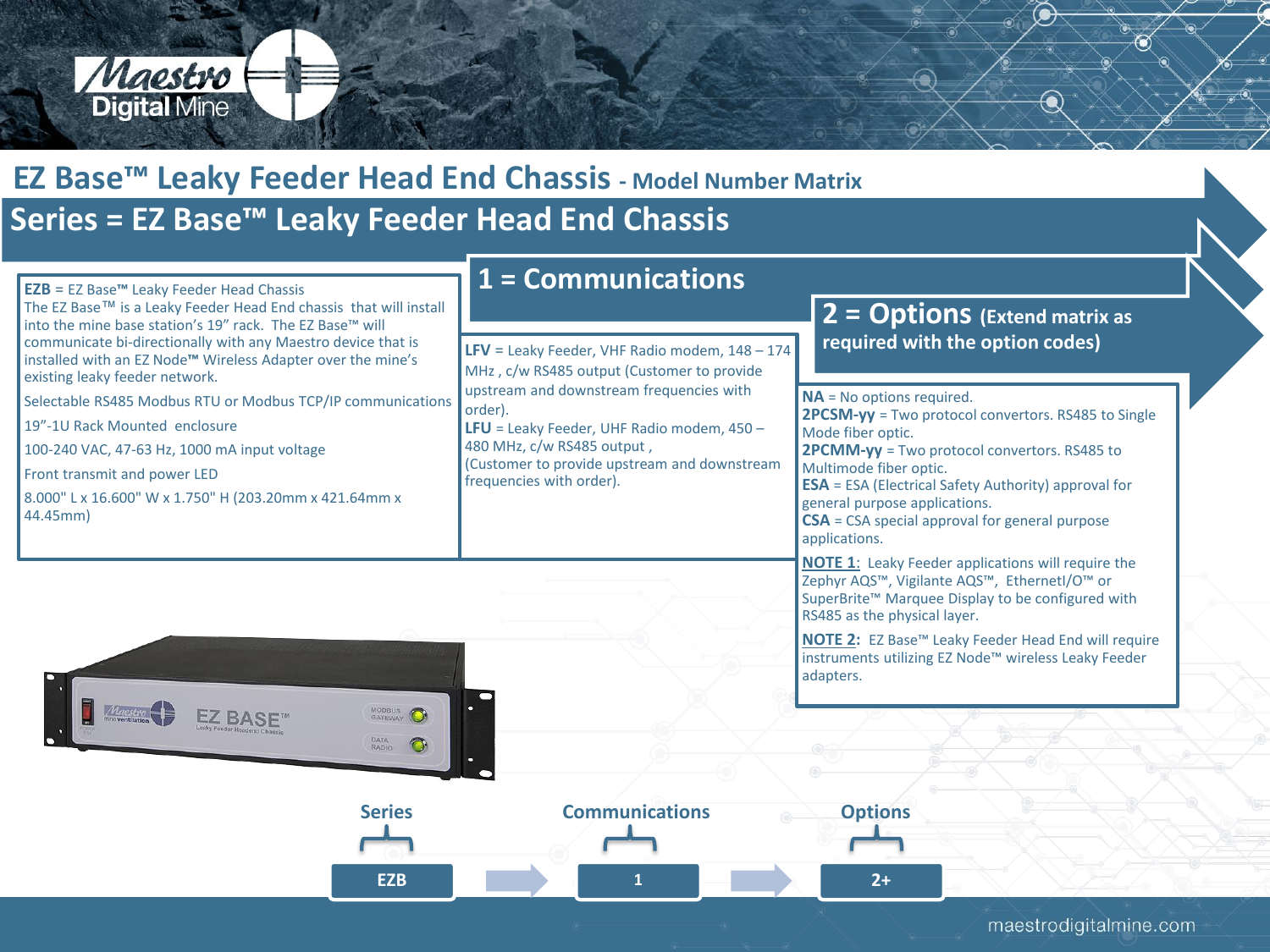# EZ Base™ Leaky Feeder Head End Chassis - Model Number Matrix

## Series = EZ Base™ Leaky Feeder Head End Chassis

**EZB** = EZ Base™ Leaky Feeder Head Chassis
The EZ Base™ is a Leaky Feeder Head End chassis that will install into the mine base station's 19" rack. The EZ Base™ will communicate bi-directionally with any Maestro device that is installed with an EZ Node™ Wireless Adapter over the mine's existing leaky feeder network.

Selectable RS485 Modbus RTU or Modbus TCP/IP communications

19"-1U Rack Mounted enclosure

100-240 VAC, 47-63 Hz, 1000 mA input voltage

Front transmit and power LED

8.000" L x 16.600" W x 1.750" H (203.20mm x 421.64mm x 44.45mm)

## 1 = Communications

**LFV** = Leaky Feeder, VHF Radio modem, 148 – 174 MHz , c/w RS485 output (Customer to provide upstream and downstream frequencies with order).

**LFU** = Leaky Feeder, UHF Radio modem, 450 – 480 MHz, c/w RS485 output ,
(Customer to provide upstream and downstream frequencies with order).

## 2 = Options (Extend matrix as required with the option codes)

**NA** = No options required.
**2PCSM-yy** = Two protocol convertors. RS485 to Single Mode fiber optic.
**2PCMM-yy** = Two protocol convertors. RS485 to Multimode fiber optic.
**ESA** = ESA (Electrical Safety Authority) approval for general purpose applications.
**CSA** = CSA special approval for general purpose applications.

**NOTE 1**: Leaky Feeder applications will require the Zephyr AQS™, Vigilante AQS™, EthernetI/O™ or SuperBrite™ Marquee Display to be configured with RS485 as the physical layer.

**NOTE 2:** EZ Base™ Leaky Feeder Head End will require instruments utilizing EZ Node™ wireless Leaky Feeder adapters.

| Series | Communications | Options |
|---|---|---|
| EZB | 1 | 2+ |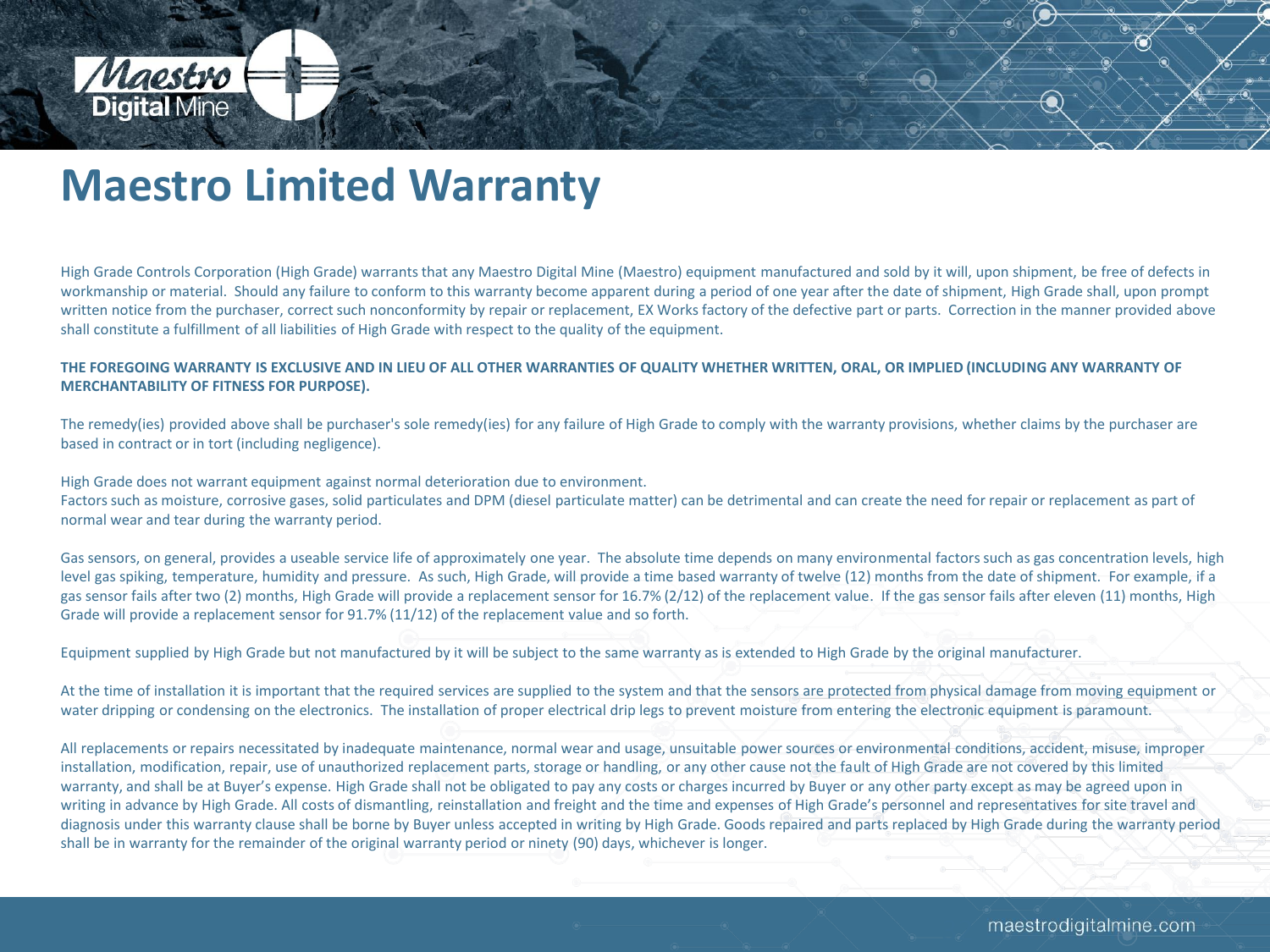# Maestro Limited Warranty

High Grade Controls Corporation (High Grade) warrants that any Maestro Digital Mine (Maestro) equipment manufactured and sold by it will, upon shipment, be free of defects in workmanship or material. Should any failure to conform to this warranty become apparent during a period of one year after the date of shipment, High Grade shall, upon prompt written notice from the purchaser, correct such nonconformity by repair or replacement, EX Works factory of the defective part or parts. Correction in the manner provided above shall constitute a fulfillment of all liabilities of High Grade with respect to the quality of the equipment.

**THE FOREGOING WARRANTY IS EXCLUSIVE AND IN LIEU OF ALL OTHER WARRANTIES OF QUALITY WHETHER WRITTEN, ORAL, OR IMPLIED (INCLUDING ANY WARRANTY OF MERCHANTABILITY OF FITNESS FOR PURPOSE).**

The remedy(ies) provided above shall be purchaser's sole remedy(ies) for any failure of High Grade to comply with the warranty provisions, whether claims by the purchaser are based in contract or in tort (including negligence).

High Grade does not warrant equipment against normal deterioration due to environment.
Factors such as moisture, corrosive gases, solid particulates and DPM (diesel particulate matter) can be detrimental and can create the need for repair or replacement as part of normal wear and tear during the warranty period.

Gas sensors, on general, provides a useable service life of approximately one year. The absolute time depends on many environmental factors such as gas concentration levels, high level gas spiking, temperature, humidity and pressure. As such, High Grade, will provide a time based warranty of twelve (12) months from the date of shipment. For example, if a gas sensor fails after two (2) months, High Grade will provide a replacement sensor for 16.7% (2/12) of the replacement value. If the gas sensor fails after eleven (11) months, High Grade will provide a replacement sensor for 91.7% (11/12) of the replacement value and so forth.

Equipment supplied by High Grade but not manufactured by it will be subject to the same warranty as is extended to High Grade by the original manufacturer.

At the time of installation it is important that the required services are supplied to the system and that the sensors are protected from physical damage from moving equipment or water dripping or condensing on the electronics. The installation of proper electrical drip legs to prevent moisture from entering the electronic equipment is paramount.

All replacements or repairs necessitated by inadequate maintenance, normal wear and usage, unsuitable power sources or environmental conditions, accident, misuse, improper installation, modification, repair, use of unauthorized replacement parts, storage or handling, or any other cause not the fault of High Grade are not covered by this limited warranty, and shall be at Buyer's expense. High Grade shall not be obligated to pay any costs or charges incurred by Buyer or any other party except as may be agreed upon in writing in advance by High Grade. All costs of dismantling, reinstallation and freight and the time and expenses of High Grade's personnel and representatives for site travel and diagnosis under this warranty clause shall be borne by Buyer unless accepted in writing by High Grade. Goods repaired and parts replaced by High Grade during the warranty period shall be in warranty for the remainder of the original warranty period or ninety (90) days, whichever is longer.